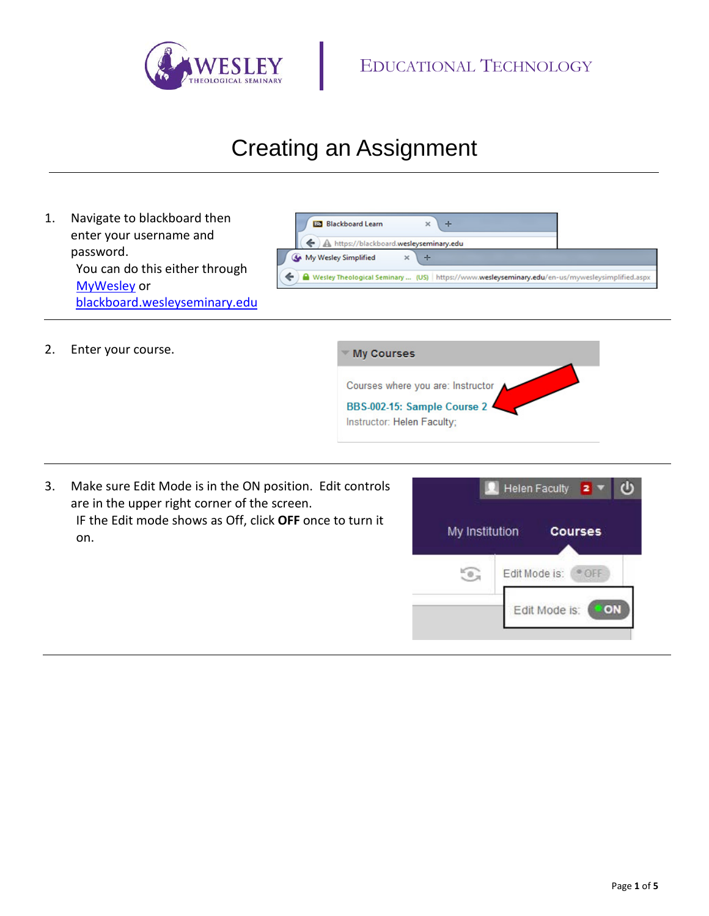# Creating an Assignment

1. Navigate to blackboard then enter your username and password.
   You can do this either through MyWesley or blackboard.wesleyseminary.edu

2. Enter your course.

3. Make sure Edit Mode is in the ON position. Edit controls are in the upper right corner of the screen.
   IF the Edit mode shows as Off, click **OFF** once to turn it on.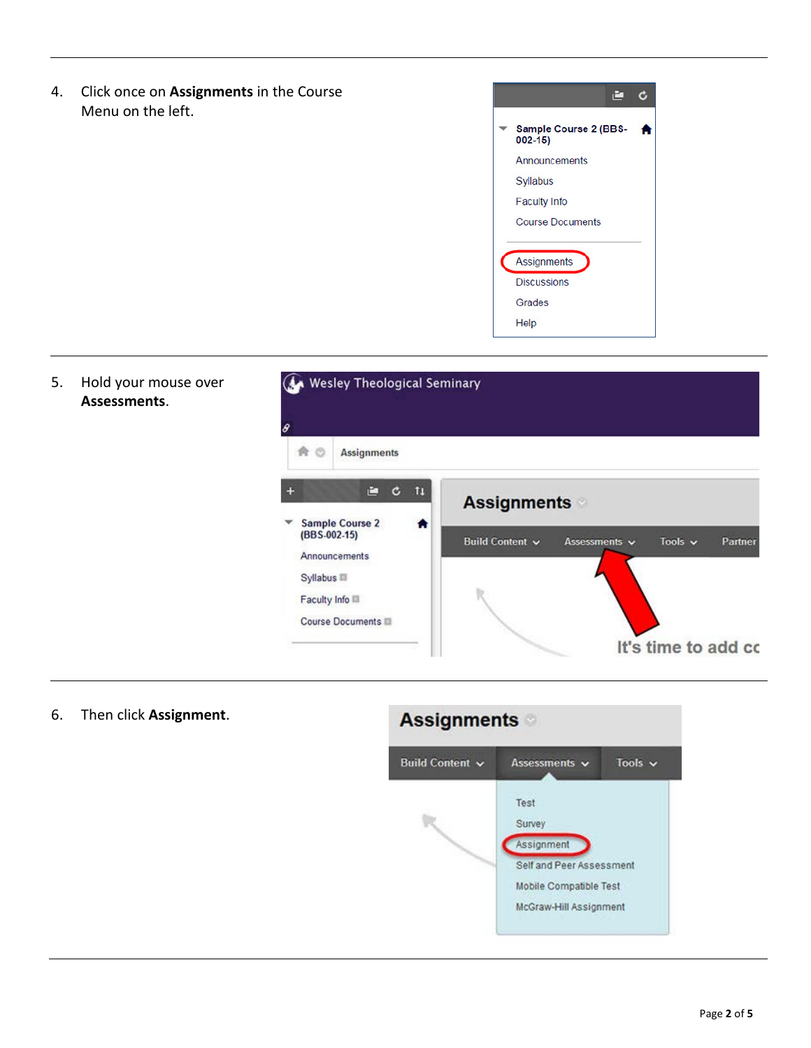4. Click once on **Assignments** in the Course Menu on the left.

5. Hold your mouse over **Assessments**.

6. Then click **Assignment**.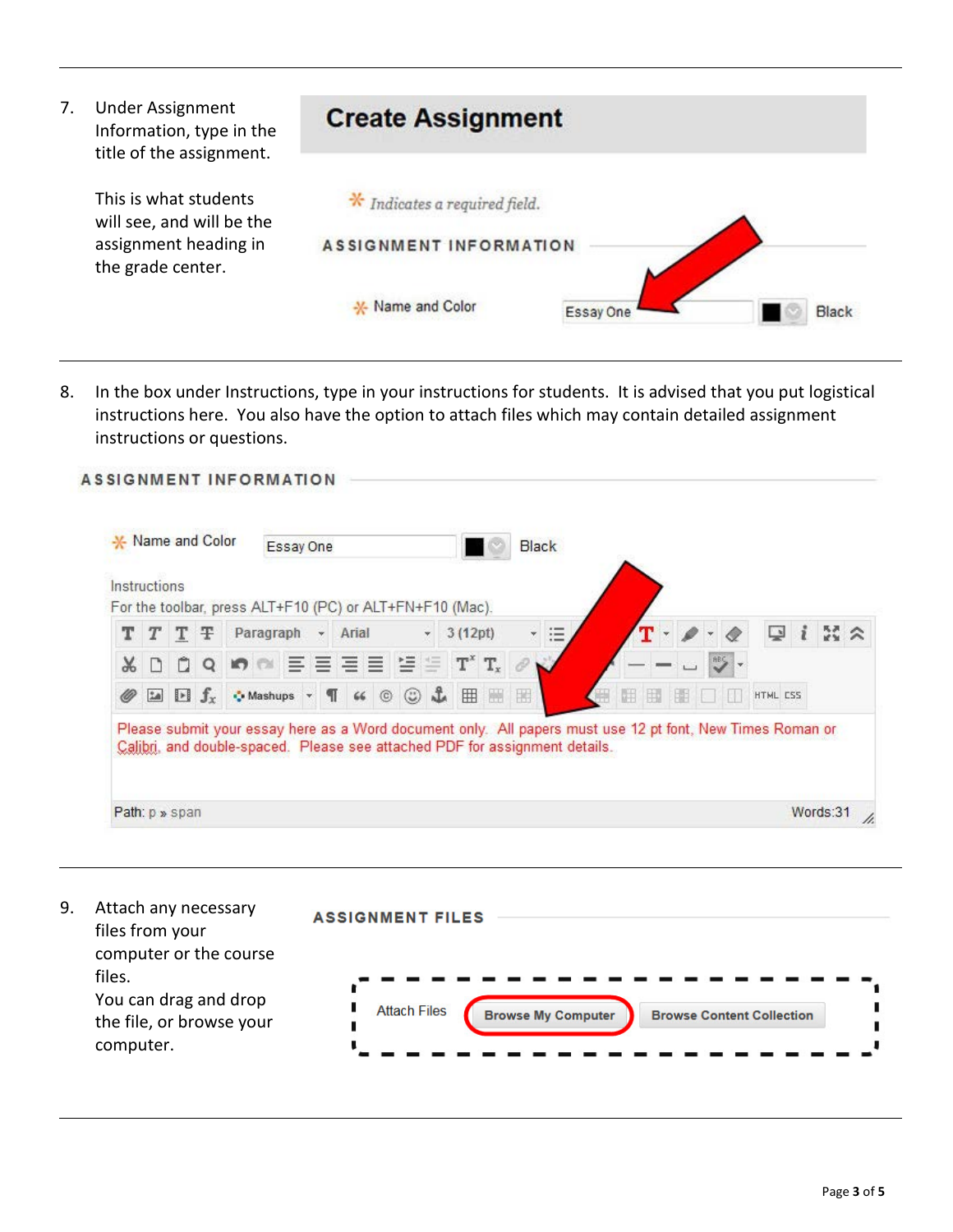7. Under Assignment Information, type in the title of the assignment.

   This is what students will see, and will be the assignment heading in the grade center.

**Create Assignment**

*Indicates a required field.*

ASSIGNMENT INFORMATION

Name and Color: Essay One — Black

---

8. In the box under Instructions, type in your instructions for students. It is advised that you put logistical instructions here. You also have the option to attach files which may contain detailed assignment instructions or questions.

ASSIGNMENT INFORMATION

Name and Color: Essay One — Black

Instructions

For the toolbar, press ALT+F10 (PC) or ALT+FN+F10 (Mac).

Please submit your essay here as a Word document only. All papers must use 12 pt font, New Times Roman or Calibri, and double-spaced. Please see attached PDF for assignment details.

Path: p » span — Words:31

---

9. Attach any necessary files from your computer or the course files.
   You can drag and drop the file, or browse your computer.

ASSIGNMENT FILES

Attach Files — Browse My Computer — Browse Content Collection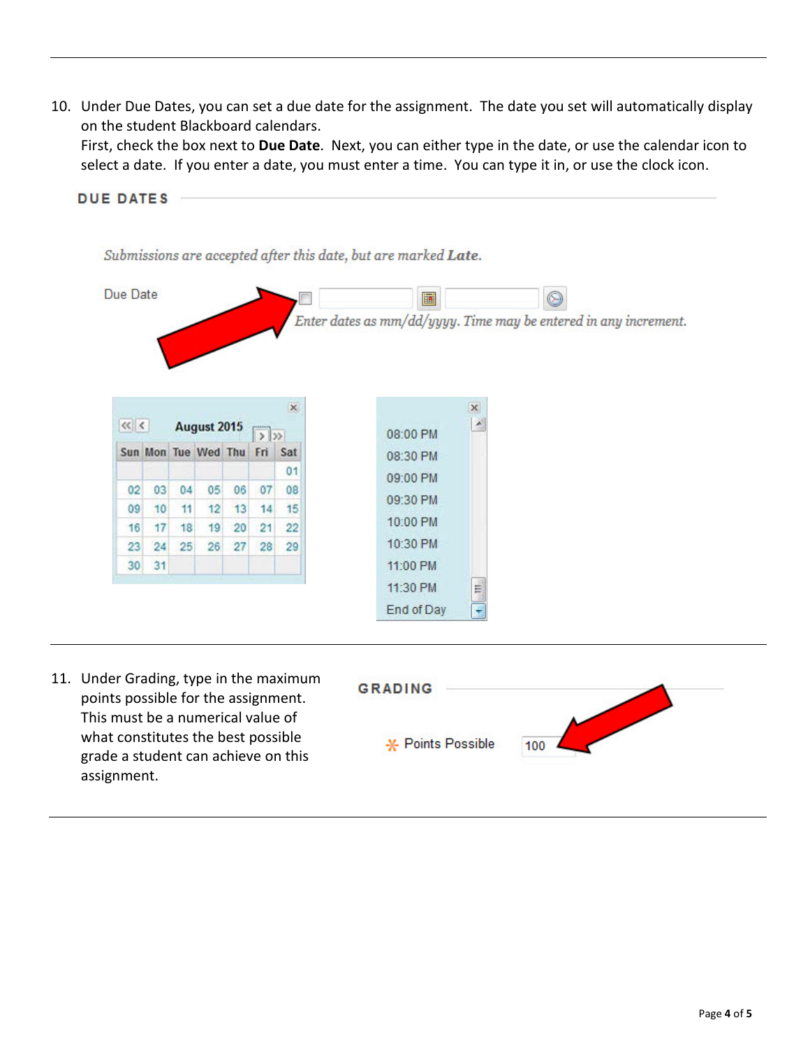10. Under Due Dates, you can set a due date for the assignment. The date you set will automatically display on the student Blackboard calendars.
    First, check the box next to **Due Date**. Next, you can either type in the date, or use the calendar icon to select a date. If you enter a date, you must enter a time. You can type it in, or use the clock icon.

11. Under Grading, type in the maximum points possible for the assignment. This must be a numerical value of what constitutes the best possible grade a student can achieve on this assignment.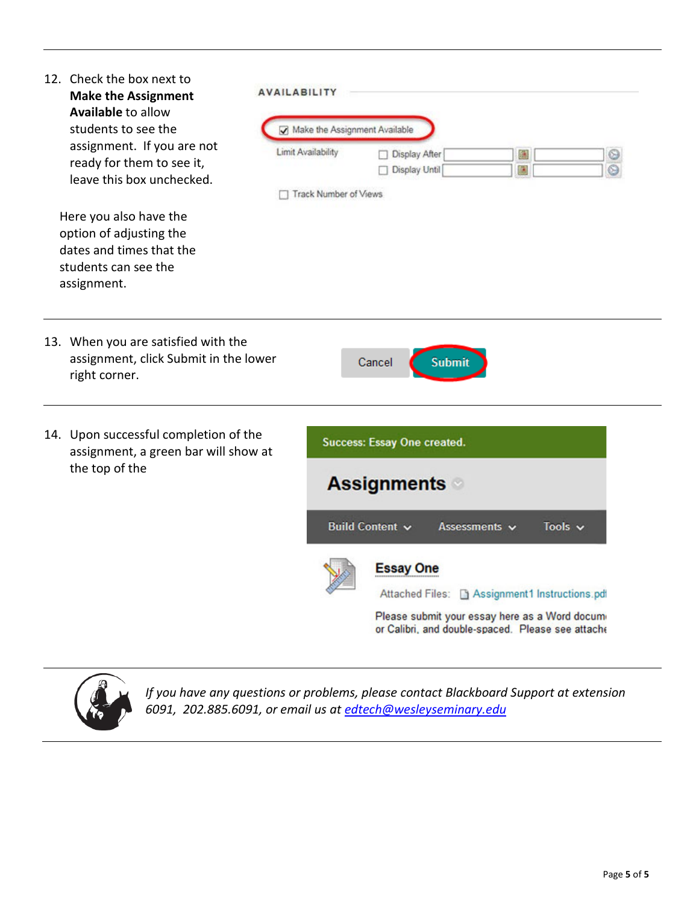12. Check the box next to **Make the Assignment Available** to allow students to see the assignment. If you are not ready for them to see it, leave this box unchecked.

    Here you also have the option of adjusting the dates and times that the students can see the assignment.

13. When you are satisfied with the assignment, click Submit in the lower right corner.

14. Upon successful completion of the assignment, a green bar will show at the top of the

*If you have any questions or problems, please contact Blackboard Support at extension 6091, 202.885.6091, or email us at [edtech@wesleyseminary.edu](mailto:edtech@wesleyseminary.edu)*